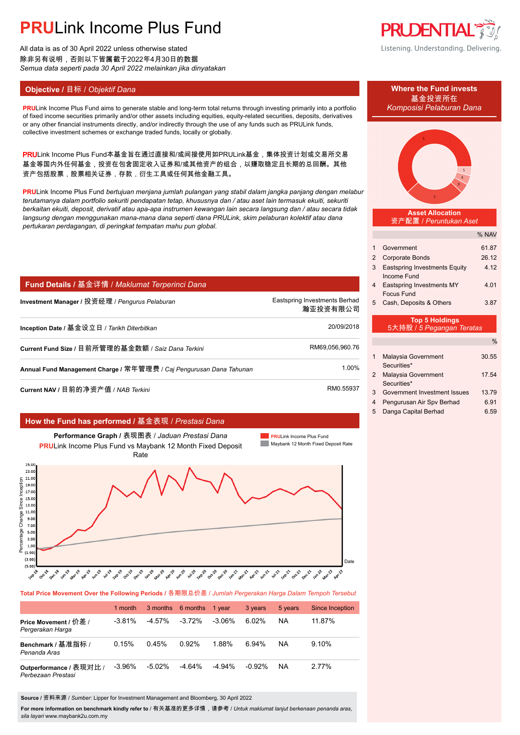# PRULink Income Plus Fund

All data is as of 30 April 2022 unless otherwise stated
除非另有说明，否则以下皆属截于2022年4月30日的数据
*Semua data seperti pada 30 April 2022 melainkan jika dinyatakan*

PRUDENTIAL
Listening. Understanding. Delivering.

## Objective / 目标 / *Objektif Dana*

**PRU**Link Income Plus Fund aims to generate stable and long-term total returns through investing primarily into a portfolio of fixed income securities primarily and/or other assets including equities, equity-related securities, deposits, derivatives or any other financial instruments directly, and/or indirectly through the use of any funds such as PRULink funds, collective investment schemes or exchange traded funds, locally or globally.

**PRU**Link Income Plus Fund本基金旨在通过直接和/或间接使用如PRULink基金，集体投资计划或交易所交易基金等国内外任何基金，投资在包含固定收入证券和/或其他资产的组合，以赚取稳定且长期的总回酬。其他资产包括股票，股票相关证券，存款，衍生工具或任何其他金融工具。

**PRU**Link Income Plus Fund *bertujuan menjana jumlah pulangan yang stabil dalam jangka panjang dengan melabur terutamanya dalam portfolio sekuriti pendapatan tetap, khususnya dan / atau aset lain termasuk ekuiti, sekuriti berkaitan ekuiti, deposit, derivatif atau apa-apa instrumen kewangan lain secara langsung dan / atau secara tidak langsung dengan menggunakan mana-mana dana seperti dana PRULink, skim pelaburan kolektif atau dana pertukaran perdagangan, di peringkat tempatan mahu pun global.*

## Fund Details / 基金详情 / *Maklumat Terperinci Dana*

| | |
|---|---|
| **Investment Manager / 投资经理** / *Pengurus Pelaburan* | Eastspring Investments Berhad 瀚亚投资有限公司 |
| **Inception Date / 基金设立日** / *Tarikh Diterbitkan* | 20/09/2018 |
| **Current Fund Size / 目前所管理的基金数额** / *Saiz Dana Terkini* | RM69,056,960.76 |
| **Annual Fund Management Charge / 常年管理费** / *Caj Pengurusan Dana Tahunan* | 1.00% |
| **Current NAV / 目前的净资产值** / *NAB Terkini* | RM0.55937 |

## Where the Fund invests / 基金投资所在 / *Komposisi Pelaburan Dana*

### Asset Allocation / 资产配置 / *Peruntukan Aset*

| | | % NAV |
|---|---|---|
| 1 | Government | 61.87 |
| 2 | Corporate Bonds | 26.12 |
| 3 | Eastspring Investments Equity Income Fund | 4.12 |
| 4 | Eastspring Investments MY Focus Fund | 4.01 |
| 5 | Cash, Deposits & Others | 3.87 |

### Top 5 Holdings / 5大持股 / *5 Pegangan Teratas*

| | | % |
|---|---|---|
| 1 | Malaysia Government Securities* | 30.55 |
| 2 | Malaysia Government Securities* | 17.54 |
| 3 | Government Investment Issues | 13.79 |
| 4 | Pengurusan Air Spv Berhad | 6.91 |
| 5 | Danga Capital Berhad | 6.59 |

## How the Fund has performed / 基金表现 / *Prestasi Dana*

**Performance Graph / 表现图表** / *Jaduan Prestasi Dana*
**PRU**Link Income Plus Fund vs Maybank 12 Month Fixed Deposit Rate

**Total Price Movement Over the Following Periods / 各期限总价差 /** *Jumlah Pergerakan Harga Dalam Tempoh Tersebut*

| | 1 month | 3 months | 6 months | 1 year | 3 years | 5 years | Since Inception |
|---|---|---|---|---|---|---|---|
| **Price Movement / 价差 /** *Pergerakan Harga* | -3.81% | -4.57% | -3.72% | -3.06% | 6.02% | NA | 11.87% |
| **Benchmark / 基准指标 /** *Penanda Aras* | 0.15% | 0.45% | 0.92% | 1.88% | 6.94% | NA | 9.10% |
| **Outperformance / 表现对比 /** *Perbezaan Prestasi* | -3.96% | -5.02% | -4.64% | -4.94% | -0.92% | NA | 2.77% |

**Source / 资料来源 /** *Sumber*: Lipper for Investment Management and Bloomberg, 30 April 2022

**For more information on benchmark kindly refer to / 有关基准的更多详情，请参考 /** *Untuk maklumat lanjut berkenaan penanda aras, sila layari* www.maybank2u.com.my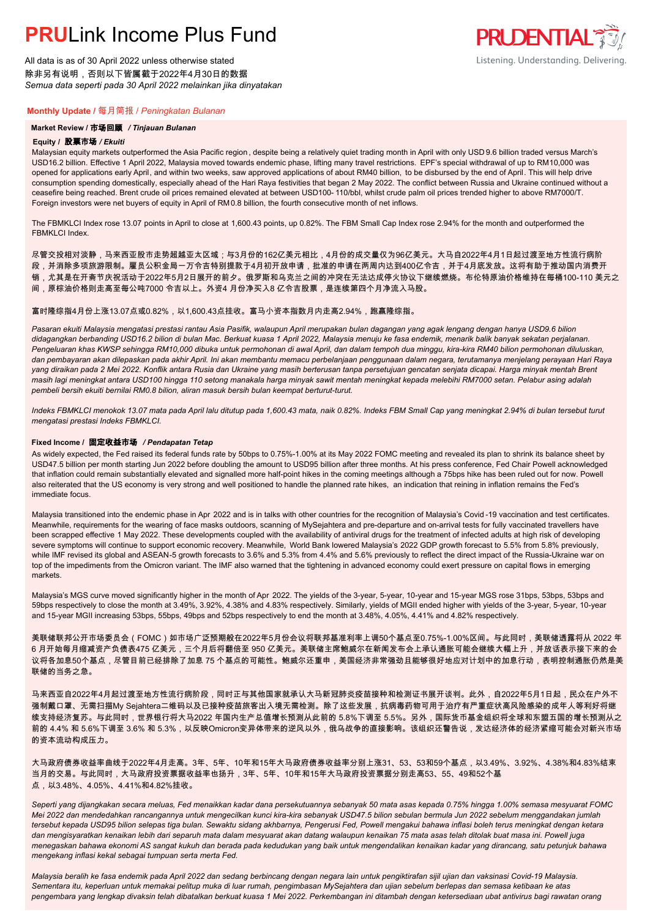# PRULink Income Plus Fund

All data is as of 30 April 2022 unless otherwise stated
除非另有说明，否则以下皆属截于2022年4月30日的数据
*Semua data seperti pada 30 April 2022 melainkan jika dinyatakan*

## Monthly Update / 每月简报 / *Peningkatan Bulanan*

### Market Review / 市场回顾 / *Tinjauan Bulanan*

#### Equity / 股票市场 / *Ekuiti*

Malaysian equity markets outperformed the Asia Pacific region, despite being a relatively quiet trading month in April with only USD 9.6 billion traded versus March's USD16.2 billion. Effective 1 April 2022, Malaysia moved towards endemic phase, lifting many travel restrictions. EPF's special withdrawal of up to RM10,000 was opened for applications early April, and within two weeks, saw approved applications of about RM40 billion, to be disbursed by the end of April. This will help drive consumption spending domestically, especially ahead of the Hari Raya festivities that began 2 May 2022. The conflict between Russia and Ukraine continued without a ceasefire being reached. Brent crude oil prices remained elevated at between USD100- 110/bbl, whilst crude palm oil prices trended higher to above RM7000/T. Foreign investors were net buyers of equity in April of RM 0.8 billion, the fourth consecutive month of net inflows.

The FBMKLCI Index rose 13.07 points in April to close at 1,600.43 points, up 0.82%. The FBM Small Cap Index rose 2.94% for the month and outperformed the FBMKLCI Index.

尽管交投相对淡静，马来西亚股市走势超越亚太区域；与3月份的162亿美元相比，4月份的成交量仅为96亿美元。大马自2022年4月1日起过渡至地方性流行病阶段，并消除多项旅游限制。雇员公积金局一万令吉特别提款于4月初开放申请，批准的申请在两周内达到40亿令吉，并于4月底发放。这将有助于推动国内消费开销，尤其是在开斋节庆祝活动于2022年5月2日展开的前夕。俄罗斯和乌克兰之间的冲突在无法达成停火协议下继续燃烧。布伦特原油价格维持在每桶100-110 美元之间，原棕油价格则走高至每公吨7000 令吉以上。外资4 月份净买入8 亿令吉股票，是连续第四个月净流入马股。

富时隆综指4月份上涨13.07点或0.82%，以1,600.43点挂收。富马小资本指数月内走高2.94%，跑赢隆综指。

*Pasaran ekuiti Malaysia mengatasi prestasi rantau Asia Pasifik, walaupun April merupakan bulan dagangan yang agak lengang dengan hanya USD9.6 bilion didagangkan berbanding USD16.2 bilion di bulan Mac. Berkuat kuasa 1 April 2022, Malaysia menuju ke fasa endemik, menarik balik banyak sekatan perjalanan. Pengeluaran khas KWSP sehingga RM10,000 dibuka untuk permohonan di awal April, dan dalam tempoh dua minggu, kira-kira RM40 bilion permohonan diluluskan, dan pembayaran akan dilepaskan pada akhir April. Ini akan membantu memacu perbelanjaan penggunaan dalam negara, terutamanya menjelang perayaan Hari Raya yang diraikan pada 2 Mei 2022. Konflik antara Rusia dan Ukraine yang masih berterusan tanpa persetujuan gencatan senjata dicapai. Harga minyak mentah Brent masih lagi meningkat antara USD100 hingga 110 setong manakala harga minyak sawit mentah meningkat kepada melebihi RM7000 setan. Pelabur asing adalah pembeli bersih ekuiti bernilai RM0.8 bilion, aliran masuk bersih bulan keempat berturut-turut.*

*Indeks FBMKLCI menokok 13.07 mata pada April lalu ditutup pada 1,600.43 mata, naik 0.82%. Indeks FBM Small Cap yang meningkat 2.94% di bulan tersebut turut mengatasi prestasi Indeks FBMKLCI.*

#### Fixed Income / 固定收益市场 / *Pendapatan Tetap*

As widely expected, the Fed raised its federal funds rate by 50bps to 0.75%-1.00% at its May 2022 FOMC meeting and revealed its plan to shrink its balance sheet by USD47.5 billion per month starting Jun 2022 before doubling the amount to USD95 billion after three months. At his press conference, Fed Chair Powell acknowledged that inflation could remain substantially elevated and signalled more half-point hikes in the coming meetings although a 75bps hike has been ruled out for now. Powell also reiterated that the US economy is very strong and well positioned to handle the planned rate hikes, an indication that reining in inflation remains the Fed's immediate focus.

Malaysia transitioned into the endemic phase in Apr 2022 and is in talks with other countries for the recognition of Malaysia's Covid-19 vaccination and test certificates. Meanwhile, requirements for the wearing of face masks outdoors, scanning of MySejahtera and pre-departure and on-arrival tests for fully vaccinated travellers have been scrapped effective 1 May 2022. These developments coupled with the availability of antiviral drugs for the treatment of infected adults at high risk of developing severe symptoms will continue to support economic recovery. Meanwhile, World Bank lowered Malaysia's 2022 GDP growth forecast to 5.5% from 5.8% previously, while IMF revised its global and ASEAN-5 growth forecasts to 3.6% and 5.3% from 4.4% and 5.6% previously to reflect the direct impact of the Russia-Ukraine war on top of the impediments from the Omicron variant. The IMF also warned that the tightening in advanced economy could exert pressure on capital flows in emerging markets.

Malaysia's MGS curve moved significantly higher in the month of Apr 2022. The yields of the 3-year, 5-year, 10-year and 15-year MGS rose 31bps, 53bps, 53bps and 59bps respectively to close the month at 3.49%, 3.92%, 4.38% and 4.83% respectively. Similarly, yields of MGII ended higher with yields of the 3-year, 5-year, 10-year and 15-year MGII increasing 53bps, 55bps, 49bps and 52bps respectively to end the month at 3.48%, 4.05%, 4.41% and 4.82% respectively.

美联储联邦公开市场委员会（FOMC）如市场广泛预期般在2022年5月份会议将联邦基准利率上调50个基点至0.75%-1.00%区间。与此同时，美联储透露将从 2022 年 6 月开始每月缩减资产负债表475 亿美元，三个月后将翻倍至 950 亿美元。美联储主席鲍威尔在新闻发布会上承认通胀可能会继续大幅上升，并放话表示接下来的会议将各加息50个基点，尽管目前已经排除了加息 75 个基点的可能性。鲍威尔还重申，美国经济非常强劲且能够很好地应对计划中的加息行动，表明控制通胀仍然是美联储的当务之急。

马来西亚自2022年4月起过渡至地方性流行病阶段，同时正与其他国家就承认大马新冠肺炎疫苗接种和检测证书展开谈判。此外，自2022年5月1日起，民众在户外不强制戴口罩、无需扫描My Sejahtera二维码以及已接种疫苗旅客出入境无需检测。除了这些发展，抗病毒药物可用于治疗有严重症状高风险感染的成年人等利好将继续支持经济复苏。与此同时，世界银行将大马2022 年国内生产总值增长预测从此前的 5.8%下调至 5.5%。另外，国际货币基金组织将全球和东盟五国的增长预测从之前的 4.4% 和 5.6%下调至 3.6% 和 5.3%，以反映Omicron变异体带来的逆风以外，俄乌战争的直接影响。该组织还警告说，发达经济体的经济紧缩可能会对新兴市场的资本流动构成压力。

大马政府债券收益率曲线于2022年4月走高。3年、5年、10年和15年大马政府债券收益率分别上涨31、53、53和59个基点，以3.49%、3.92%、4.38%和4.83%结束当月的交易。与此同时，大马政府投资票据收益率也扬升，3年、5年、10年和15年大马政府投资票据分别走高53、55、49和52个基点，以3.48%、4.05%、4.41%和4.82%挂收。

*Seperti yang dijangkakan secara meluas, Fed menaikkan kadar dana persekutuannya sebanyak 50 mata asas kepada 0.75% hingga 1.00% semasa mesyuarat FOMC Mei 2022 dan mendedahkan rancangannya untuk mengecilkan kunci kira-kira sebanyak USD47.5 bilion sebulan bermula Jun 2022 sebelum menggandakan jumlah tersebut kepada USD95 bilion selepas tiga bulan. Sewaktu sidang akhbarnya, Pengerusi Fed, Powell mengakui bahawa inflasi boleh terus meningkat dengan ketara dan mengisyaratkan kenaikan lebih dari separuh mata dalam mesyuarat akan datang walaupun kenaikan 75 mata asas telah ditolak buat masa ini. Powell juga menegaskan bahawa ekonomi AS sangat kukuh dan berada pada kedudukan yang baik untuk mengendalikan kenaikan kadar yang dirancang, satu petunjuk bahawa mengekang inflasi kekal sebagai tumpuan serta merta Fed.*

*Malaysia beralih ke fasa endemik pada April 2022 dan sedang berbincang dengan negara lain untuk pengiktirafan sijil ujian dan vaksinasi Covid-19 Malaysia. Sementara itu, keperluan untuk memakai pelitup muka di luar rumah, pengimbasan MySejahtera dan ujian sebelum berlepas dan semasa ketibaan ke atas pengembara yang lengkap divaksin telah dibatalkan berkuat kuasa 1 Mei 2022. Perkembangan ini ditambah dengan ketersediaan ubat antivirus bagi rawatan orang*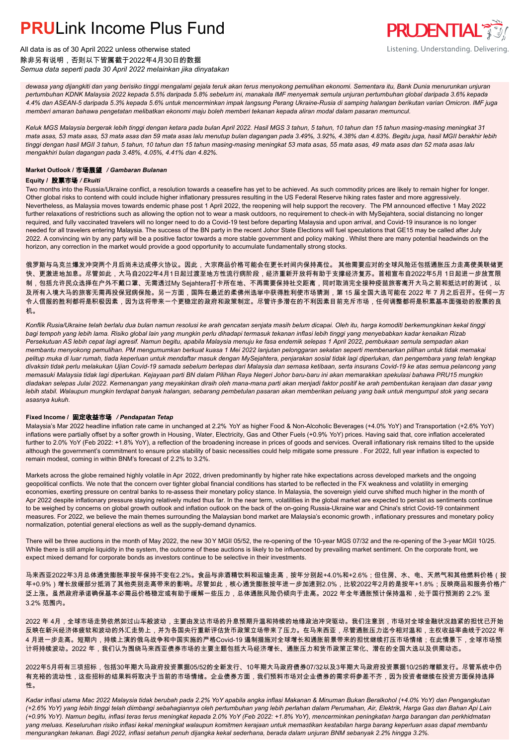*dewasa yang dijangkiti dan yang berisiko tinggi mengalami gejala teruk akan terus menyokong pemulihan ekonomi. Sementara itu, Bank Dunia menurunkan unjuran pertumbuhan KDNK Malaysia 2022 kepada 5.5% daripada 5.8% sebelum ini, manakala IMF menyemak semula unjuran pertumbuhan global daripada 3.6% kepada 4.4% dan ASEAN-5 daripada 5.3% kepada 5.6% untuk mencerminkan impak langsung Perang Ukraine-Rusia di samping halangan berikutan varian Omicron. IMF juga memberi amaran bahawa pengetatan melibatkan ekonomi maju boleh memberi tekanan kepada aliran modal dalam pasaran memuncul.*

*Keluk MGS Malaysia bergerak lebih tinggi dengan ketara pada bulan April 2022. Hasil MGS 3 tahun, 5 tahun, 10 tahun dan 15 tahun masing-masing meningkat 31 mata asas, 53 mata asas, 53 mata asas dan 59 mata asas lalu menutup bulan dagangan pada 3.49%, 3.92%, 4.38% dan 4.83%. Begitu juga, hasil MGII berakhir lebih tinggi dengan hasil MGII 3 tahun, 5 tahun, 10 tahun dan 15 tahun masing-masing meningkat 53 mata asas, 55 mata asas, 49 mata asas dan 52 mata asas lalu mengakhiri bulan dagangan pada 3.48%, 4.05%, 4.41% dan 4.82%.*

### Market Outlook / 市场展望 / *Gambaran Bulanan*

#### Equity / 股票市场 / *Ekuiti*

Two months into the Russia/Ukraine conflict, a resolution towards a ceasefire has yet to be achieved. As such commodity prices are likely to remain higher for longer. Other global risks to contend with could include higher inflationary pressures resulting in the US Federal Reserve hiking rates faster and more aggressively. Nevertheless, as Malaysia moves towards endemic phase post 1 April 2022, the reopening will help support the recovery. The PM announced effective 1 May 2022 further relaxations of restrictions such as allowing the option not to wear a mask outdoors, no requirement to check-in with MySejahtera, social distancing no longer required, and fully vaccinated travelers will no longer need to do a Covid-19 test before departing Malaysia and upon arrival, and Covid-19 insurance is no longer needed for all travelers entering Malaysia. The success of the BN party in the recent Johor State Elections will fuel speculations that GE15 may be called after July 2022. A convincing win by any party will be a positive factor towards a more stable government and policy making . Whilst there are many potential headwinds on the horizon, any correction in the market would provide a good opportunity to accumulate fundamentally strong stocks.

俄罗斯与乌克兰爆发冲突两个月后尚未达成停火协议。因此，大宗商品价格可能会在更长时间内保持高位。 其他需要应对的全球风险还包括通胀压力走高使美联储更快、更激进地加息。尽管如此，大马自2022年4月1日起过渡至地方性流行病阶段，经济重新开放将有助于支撑经济复苏。首相宣布自2022年5月 1日起进一步放宽限制，包括允许民众选择在户外不戴口罩、无需透过My Sejahtera打卡所在地、不再需要保持社交距离，同时取消完全接种疫苗旅客离开大马之前和抵达时的测试，以及所有入境大马的旅客无需再投保冠病保险。另一方面，国阵在最近的柔佛州选举中获得胜利使市场猜测，第 15 届全国大选可能在 2022 年 7 月之后召开。任何一方令人信服的胜利都将是积极因素，因为这将带来一个更稳定的政府和政策制定。尽管许多潜在的不利因素目前充斥市场，任何调整都将是积累基本面强劲的股票的良机。

*Konflik Rusia/Ukraine telah berlalu dua bulan namun resolusi ke arah gencatan senjata masih belum dicapai. Oleh itu, harga komoditi berkemungkinan kekal tinggi bagi tempoh yang lebih lama. Risiko global lain yang mungkin perlu dihadapi termasuk tekanan inflasi lebih tinggi yang menyebabkan kadar kenaikan Rizab Persekutuan AS lebih cepat lagi agresif. Namun begitu, apabila Malaysia menuju ke fasa endemik selepas 1 April 2022, pembukaan semula sempadan akan membantu menyokong pemulihan. PM mengumumkan berkuat kuasa 1 Mei 2022 lanjutan pelonggaran sekatan seperti memberikan pilihan untuk tidak memakai pelitup muka di luar rumah, tiada keperluan untuk mendaftar masuk dengan MySejahtera, penjarakan sosial tidak lagi diperlukan, dan pengembara yang telah lengkap divaksin tidak perlu melakukan Ujian Covid-19 samada sebelum berlepas dari Malaysia dan semasa ketibaan, serta insurans Covid-19 ke atas semua pelancong yang memasuki Malaysia tidak lagi diperlukan. Kejayaan parti BN dalam Pilihan Raya Negeri Johor baru-baru ini akan memarakkan spekulasi bahawa PRU15 mungkin diadakan selepas Julai 2022. Kemenangan yang meyakinkan diraih oleh mana-mana parti akan menjadi faktor positif ke arah pembentukan kerajaan dan dasar yang lebih stabil. Walaupun mungkin terdapat banyak halangan, sebarang pembetulan pasaran akan memberikan peluang yang baik untuk mengumpul stok yang secara asasnya kukuh.*

#### Fixed Income / 固定收益市场 / *Pendapatan Tetap*

Malaysia's Mar 2022 headline inflation rate came in unchanged at 2.2% YoY as higher Food & Non-Alcoholic Beverages (+4.0% YoY) and Transportation (+2.6% YoY) inflations were partially offset by a softer growth in Housing , Water, Electricity, Gas and Other Fuels (+0.9% YoY) prices. Having said that, core inflation accelerated further to 2.0% YoY (Feb 2022: +1.8% YoY), a reflection of the broadening increase in prices of goods and services. Overall inflationary risk remains tilted to the upside although the government's commitment to ensure price stability of basic necessities could help mitigate some pressure . For 2022, full year inflation is expected to remain modest, coming in within BNM's forecast of 2.2% to 3.2%.

Markets across the globe remained highly volatile in Apr 2022, driven predominantly by higher rate hike expectations across developed markets and the ongoing geopolitical conflicts. We note that the concern over tighter global financial conditions has started to be reflected in the FX weakness and volatility in emerging economies, exerting pressure on central banks to re-assess their monetary policy stance. In Malaysia, the sovereign yield curve shifted much higher in the month of Apr 2022 despite inflationary pressure staying relatively muted thus far. In the near term, volatilities in the global market are expected to persist as sentiments continue to be weighed by concerns on global growth outlook and inflation outlook on the back of the on-going Russia-Ukraine war and China's strict Covid-19 containment measures. For 2022, we believe the main themes surrounding the Malaysian bond market are Malaysia's economic growth , inflationary pressures and monetary policy normalization, potential general elections as well as the supply-demand dynamics.

There will be three auctions in the month of May 2022, the new 30Y MGII 05/52, the re-opening of the 10-year MGS 07/32 and the re-opening of the 3-year MGII 10/25. While there is still ample liquidity in the system, the outcome of these auctions is likely to be influenced by prevailing market sentiment. On the corporate front, we expect mixed demand for corporate bonds as investors continue to be selective in their investments.

马来西亚2022年3月总体通货膨胀率按年保持不变在2.2%。食品与非酒精饮料和运输走高，按年分别起+4.0%和+2.6%；但住房、水、电、天然气和其他燃料价格（按年+0.9%）增长放缓部分抵消了其他类别走高带来的影响。尽管如此，核心通货膨胀按年进一步加速到2.0%，比较2022年2月的是按年+1.8%；反映商品和服务价格广泛上涨。虽然政府承诺确保基本必需品价格稳定或有助于缓解一些压力，总体通胀风险仍倾向于走高。2022 年全年通胀预计保持温和，处于国行预测的 2.2% 至 3.2% 范围内。

2022 年 4月，全球市场走势依然如过山车般波动，主要由发达市场的升息预期升温和持续的地缘政治冲突驱动。我们注意到，市场对全球金融状况趋紧的担忧已开始反映在新兴经济体疲软和波动的外汇走势上，并为各国央行重新评估货币政策立场带来了压力。在马来西亚，尽管通胀压力迄今相对温和，主权收益率曲线于2022 年 4 月进一步走高。短期内，持续上演的俄乌战争和中国实施的严格Covid-19 遏制措施对全球增长和通胀前景带来的担忧继续打压市场情绪；在此情景下，全球市场预计将持续波动。2022 年，我们认为围绕马来西亚债券市场的主要主题包括大马经济增长、通胀压力和货币政策正常化、潜在的全国大选以及供需动态。

2022年5月将有三项招标，包括30年期大马政府投资票据05/52的全新发行、10年期大马政府债券07/32以及3年期大马政府投资票据10/25的增额发行。尽管系统中仍有充裕的流动性，这些招标的结果料将取决于当前的市场情绪。企业债券方面，我们预料市场对企业债券的需求将参差不齐，因为投资者继续在投资方面保持选择性。

*Kadar inflasi utama Mac 2022 Malaysia tidak berubah pada 2.2% YoY apabila angka inflasi Makanan & Minuman Bukan Beralkohol (+4.0% YoY) dan Pengangkutan (+2.6% YoY) yang lebih tinggi telah diimbangi sebahagiannya oleh pertumbuhan yang lebih perlahan dalam Perumahan, Air, Elektrik, Harga Gas dan Bahan Api Lain (+0.9% YoY). Namun begitu, inflasi teras terus meningkat kepada 2.0% YoY (Feb 2022: +1.8% YoY), mencerminkan peningkatan harga barangan dan perkhidmatan yang meluas. Keseluruhan risiko inflasi kekal meningkat walaupun komitmen kerajaan untuk memastikan kestabilan harga barang keperluan asas dapat membantu mengurangkan tekanan. Bagi 2022, inflasi setahun penuh dijangka kekal sederhana, berada dalam unjuran BNM sebanyak 2.2% hingga 3.2%.*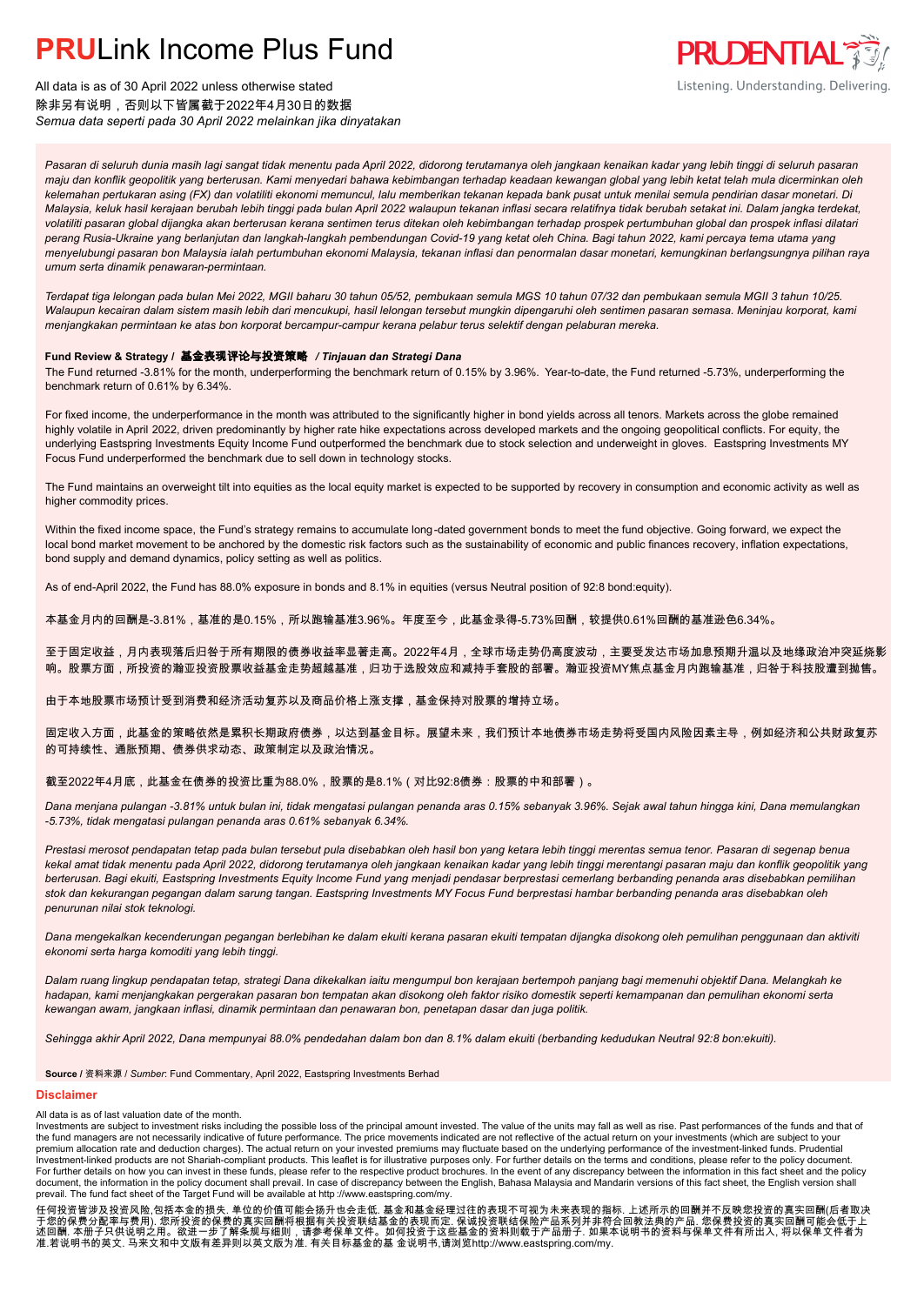# PRULink Income Plus Fund

All data is as of 30 April 2022 unless otherwise stated
除非另有说明，否则以下皆属截于2022年4月30日的数据
*Semua data seperti pada 30 April 2022 melainkan jika dinyatakan*

*Pasaran di seluruh dunia masih lagi sangat tidak menentu pada April 2022, didorong terutamanya oleh jangkaan kenaikan kadar yang lebih tinggi di seluruh pasaran maju dan konflik geopolitik yang berterusan. Kami menyedari bahawa kebimbangan terhadap keadaan kewangan global yang lebih ketat telah mula dicerminkan oleh kelemahan pertukaran asing (FX) dan volatiliti ekonomi muncul, lalu memberikan tekanan kepada bank pusat untuk menilai semula pendirian dasar monetari. Di Malaysia, keluk hasil kerajaan berubah lebih tinggi pada bulan April 2022 walaupun tekanan inflasi secara relatifnya tidak berubah setakat ini. Dalam jangka terdekat, volatiliti pasaran global dijangka akan berterusan kerana sentimen terus ditekan oleh kebimbangan terhadap prospek pertumbuhan global dan prospek inflasi dilatari perang Rusia-Ukraine yang berlanjutan dan langkah-langkah pembendungan Covid-19 yang ketat oleh China. Bagi tahun 2022, kami percaya tema utama yang menyelubungi pasaran bon Malaysia ialah pertumbuhan ekonomi Malaysia, tekanan inflasi dan penormalan dasar monetari, kemungkinan berlangsungnya pilihan raya umum serta dinamik penawaran-permintaan.*

*Terdapat tiga lelongan pada bulan Mei 2022, MGII baharu 30 tahun 05/52, pembukaan semula MGS 10 tahun 07/32 dan pembukaan semula MGII 3 tahun 10/25. Walaupun kecairan dalam sistem masih lebih dari mencukupi, hasil lelongan tersebut mungkin dipengaruhi oleh sentimen pasaran semasa. Meninjau korporat, kami menjangkakan permintaan ke atas bon korporat bercampur-campur kerana pelabur terus selektif dengan pelaburan mereka.*

**Fund Review & Strategy / 基金表现评论与投资策略 / *Tinjauan dan Strategi Dana***

The Fund returned -3.81% for the month, underperforming the benchmark return of 0.15% by 3.96%. Year-to-date, the Fund returned -5.73%, underperforming the benchmark return of 0.61% by 6.34%.

For fixed income, the underperformance in the month was attributed to the significantly higher in bond yields across all tenors. Markets across the globe remained highly volatile in April 2022, driven predominantly by higher rate hike expectations across developed markets and the ongoing geopolitical conflicts. For equity, the underlying Eastspring Investments Equity Income Fund outperformed the benchmark due to stock selection and underweight in gloves. Eastspring Investments MY Focus Fund underperformed the benchmark due to sell down in technology stocks.

The Fund maintains an overweight tilt into equities as the local equity market is expected to be supported by recovery in consumption and economic activity as well as higher commodity prices.

Within the fixed income space, the Fund's strategy remains to accumulate long-dated government bonds to meet the fund objective. Going forward, we expect the local bond market movement to be anchored by the domestic risk factors such as the sustainability of economic and public finances recovery, inflation expectations, bond supply and demand dynamics, policy setting as well as politics.

As of end-April 2022, the Fund has 88.0% exposure in bonds and 8.1% in equities (versus Neutral position of 92:8 bond:equity).

本基金月内的回酬是-3.81%，基准的是0.15%，所以跑输基准3.96%。年度至今，此基金录得-5.73%回酬，较提供0.61%回酬的基准逊色6.34%。

至于固定收益，月内表现落后归咎于所有期限的债券收益率显著走高。2022年4月，全球市场走势仍高度波动，主要受发达市场加息预期升温以及地缘政治冲突延烧影响。股票方面，所投资的瀚亚投资股票收益基金走势超越基准，归功于选股效应和减持手套股的部署。瀚亚投资MY焦点基金月内跑输基准，归咎于科技股遭到抛售。

由于本地股票市场预计受到消费和经济活动复苏以及商品价格上涨支撑，基金保持对股票的增持立场。

固定收入方面，此基金的策略依然是累积长期政府债券，以达到基金目标。展望未来，我们预计本地债券市场走势将受国内风险因素主导，例如经济和公共财政复苏的可持续性、通胀预期、债券供求动态、政策制定以及政治情况。

截至2022年4月底，此基金在债券的投资比重为88.0%，股票的是8.1%（对比92:8债券：股票的中和部署）。

*Dana menjana pulangan -3.81% untuk bulan ini, tidak mengatasi pulangan penanda aras 0.15% sebanyak 3.96%. Sejak awal tahun hingga kini, Dana memulangkan -5.73%, tidak mengatasi pulangan penanda aras 0.61% sebanyak 6.34%.*

*Prestasi merosot pendapatan tetap pada bulan tersebut pula disebabkan oleh hasil bon yang ketara lebih tinggi merentas semua tenor. Pasaran di segenap benua kekal amat tidak menentu pada April 2022, didorong terutamanya oleh jangkaan kenaikan kadar yang lebih tinggi merentangi pasaran maju dan konflik geopolitik yang berterusan. Bagi ekuiti, Eastspring Investments Equity Income Fund yang menjadi pendasar berprestasi cemerlang berbanding penanda aras disebabkan pemilihan stok dan kekurangan pegangan dalam sarung tangan. Eastspring Investments MY Focus Fund berprestasi hambar berbanding penanda aras disebabkan oleh penurunan nilai stok teknologi.*

*Dana mengekalkan kecenderungan pegangan berlebihan ke dalam ekuiti kerana pasaran ekuiti tempatan dijangka disokong oleh pemulihan penggunaan dan aktiviti ekonomi serta harga komoditi yang lebih tinggi.*

*Dalam ruang lingkup pendapatan tetap, strategi Dana dikekalkan iaitu mengumpul bon kerajaan bertempoh panjang bagi memenuhi objektif Dana. Melangkah ke hadapan, kami menjangkakan pergerakan pasaran bon tempatan akan disokong oleh faktor risiko domestik seperti kemampanan dan pemulihan ekonomi serta kewangan awam, jangkaan inflasi, dinamik permintaan dan penawaran bon, penetapan dasar dan juga politik.*

*Sehingga akhir April 2022, Dana mempunyai 88.0% pendedahan dalam bon dan 8.1% dalam ekuiti (berbanding kedudukan Neutral 92:8 bon:ekuiti).*

**Source** / 资料来源 / *Sumber*: Fund Commentary, April 2022, Eastspring Investments Berhad

## Disclaimer

All data is as of last valuation date of the month.
Investments are subject to investment risks including the possible loss of the principal amount invested. The value of the units may fall as well as rise. Past performances of the funds and that of the fund managers are not necessarily indicative of future performance. The price movements indicated are not reflective of the actual return on your investments (which are subject to your premium allocation rate and deduction charges). The actual return on your invested premiums may fluctuate based on the underlying performance of the investment-linked funds. Prudential Investment-linked products are not Shariah-compliant products. This leaflet is for illustrative purposes only. For further details on the terms and conditions, please refer to the policy document. For further details on how you can invest in these funds, please refer to the respective product brochures. In the event of any discrepancy between the information in this fact sheet and the policy document, the information in the policy document shall prevail. In case of discrepancy between the English, Bahasa Malaysia and Mandarin versions of this fact sheet, the English version shall prevail. The fund fact sheet of the Target Fund will be available at http ://www.eastspring.com/my.

任何投资皆涉及投资风险,包括本金的损失. 单位的价值可能会扬升也会走低. 基金和基金经理过往的表现不可视为未来表现的指标. 上述所示的回酬并不反映您投资的真实回酬(后者取决于您的保费分配率与费用). 您所投资的保费的真实回酬将根据有关投资联结基金的表现而定. 保诚投资联结保险产品系列并非符合回教法典的产品. 您保费投资的真实回酬可能会低于上述回酬. 本册子只供说明之用。欲进一步了解条规与细则，请参考保单文件。如何投资于这些基金的资料则载于产品册子. 如果本说明书的资料与保单文件有所出入, 将以保单文件者为准.若说明书的英文. 马来文和中文版有差异则以英文版为准. 有关目标基金的基 金说明书,请浏览http://www.eastspring.com/my.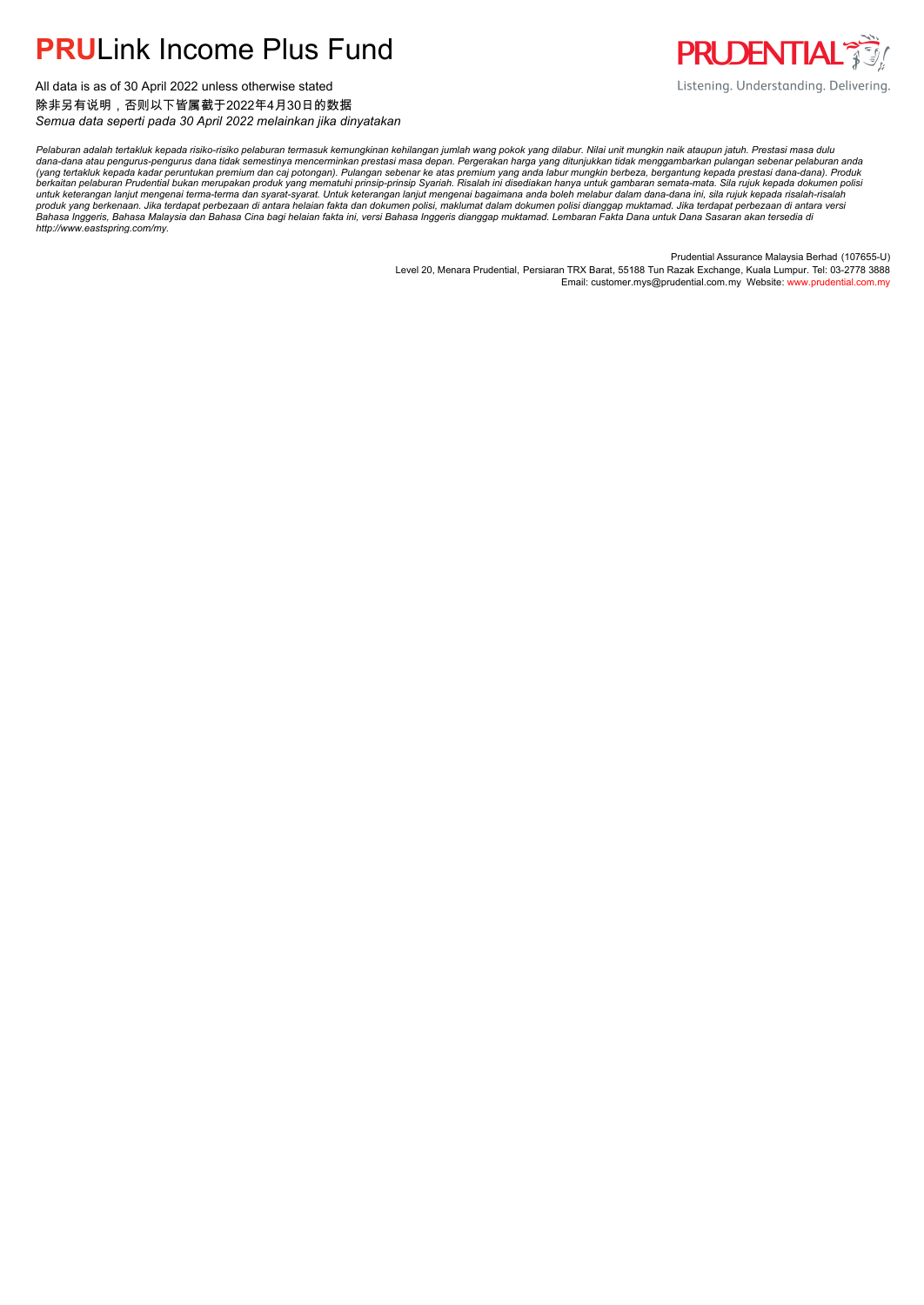# **PRU**Link Income Plus Fund

All data is as of 30 April 2022 unless otherwise stated

除非另有说明，否则以下皆属截于2022年4月30日的数据

*Semua data seperti pada 30 April 2022 melainkan jika dinyatakan*

*Pelaburan adalah tertakluk kepada risiko-risiko pelaburan termasuk kemungkinan kehilangan jumlah wang pokok yang dilabur. Nilai unit mungkin naik ataupun jatuh. Prestasi masa dulu dana-dana atau pengurus-pengurus dana tidak semestinya mencerminkan prestasi masa depan. Pergerakan harga yang ditunjukkan tidak menggambarkan pulangan sebenar pelaburan anda (yang tertakluk kepada kadar peruntukan premium dan caj potongan). Pulangan sebenar ke atas premium yang anda labur mungkin berbeza, bergantung kepada prestasi dana-dana). Produk berkaitan pelaburan Prudential bukan merupakan produk yang mematuhi prinsip-prinsip Syariah. Risalah ini disediakan hanya untuk gambaran semata-mata. Sila rujuk kepada dokumen polisi untuk keterangan lanjut mengenai terma-terma dan syarat-syarat. Untuk keterangan lanjut mengenai bagaimana anda boleh melabur dalam dana-dana ini, sila rujuk kepada risalah-risalah produk yang berkenaan. Jika terdapat perbezaan di antara helaian fakta dan dokumen polisi, maklumat dalam dokumen polisi dianggap muktamad. Jika terdapat perbezaan di antara versi Bahasa Inggeris, Bahasa Malaysia dan Bahasa Cina bagi helaian fakta ini, versi Bahasa Inggeris dianggap muktamad. Lembaran Fakta Dana untuk Dana Sasaran akan tersedia di http://www.eastspring.com/my.*

Prudential Assurance Malaysia Berhad (107655-U)
Level 20, Menara Prudential, Persiaran TRX Barat, 55188 Tun Razak Exchange, Kuala Lumpur. Tel: 03-2778 3888
Email: customer.mys@prudential.com.my Website: www.prudential.com.my